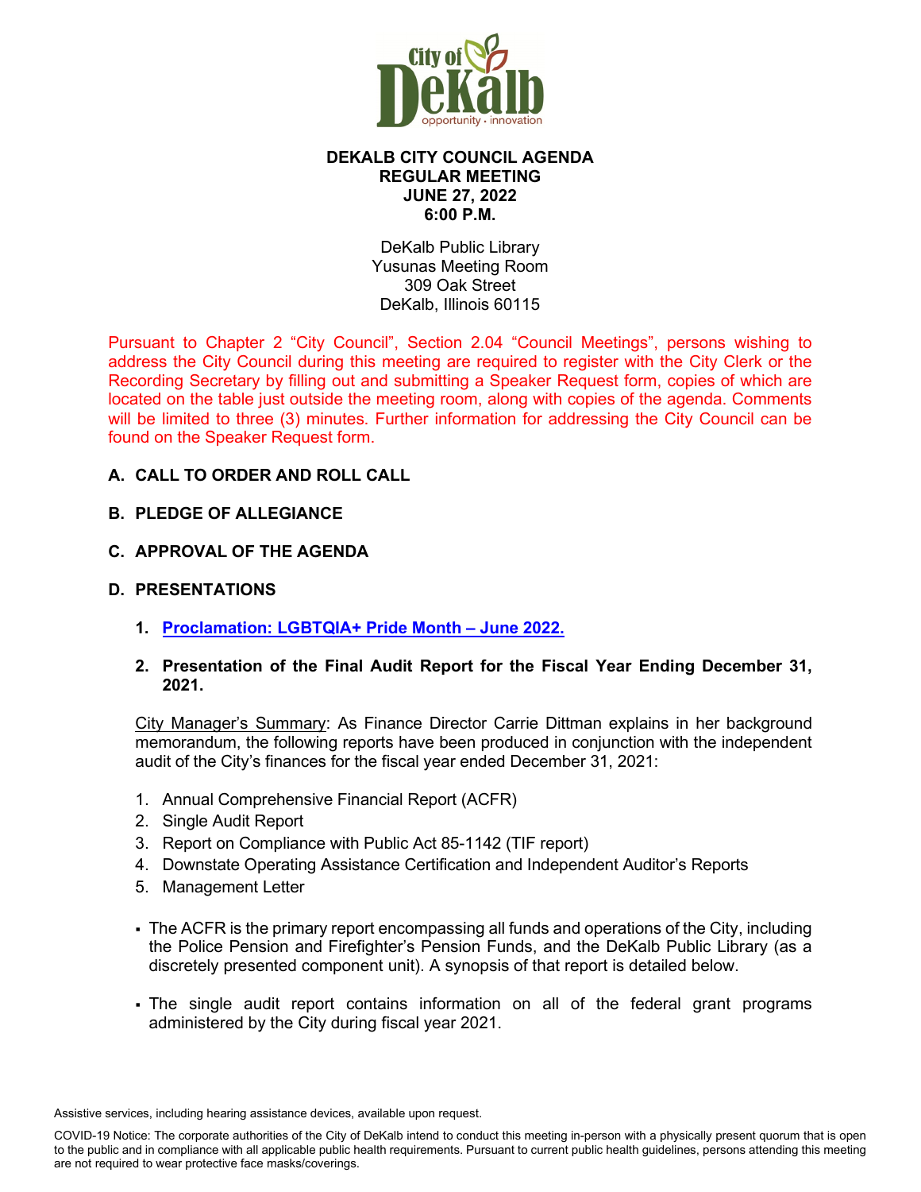# DEKALB CITY COUNCIL AGENDA
## REGULAR MEETING
## JUNE 27, 2022
## 6:00 P.M.

DeKalb Public Library
Yusunas Meeting Room
309 Oak Street
DeKalb, Illinois 60115

Pursuant to Chapter 2 "City Council", Section 2.04 "Council Meetings", persons wishing to address the City Council during this meeting are required to register with the City Clerk or the Recording Secretary by filling out and submitting a Speaker Request form, copies of which are located on the table just outside the meeting room, along with copies of the agenda. Comments will be limited to three (3) minutes. Further information for addressing the City Council can be found on the Speaker Request form.

**A. CALL TO ORDER AND ROLL CALL**

**B. PLEDGE OF ALLEGIANCE**

**C. APPROVAL OF THE AGENDA**

**D. PRESENTATIONS**

1. **Proclamation: LGBTQIA+ Pride Month – June 2022.**

2. **Presentation of the Final Audit Report for the Fiscal Year Ending December 31, 2021.**

City Manager's Summary: As Finance Director Carrie Dittman explains in her background memorandum, the following reports have been produced in conjunction with the independent audit of the City's finances for the fiscal year ended December 31, 2021:

1. Annual Comprehensive Financial Report (ACFR)
2. Single Audit Report
3. Report on Compliance with Public Act 85-1142 (TIF report)
4. Downstate Operating Assistance Certification and Independent Auditor's Reports
5. Management Letter

- The ACFR is the primary report encompassing all funds and operations of the City, including the Police Pension and Firefighter's Pension Funds, and the DeKalb Public Library (as a discretely presented component unit). A synopsis of that report is detailed below.

- The single audit report contains information on all of the federal grant programs administered by the City during fiscal year 2021.

Assistive services, including hearing assistance devices, available upon request.

COVID-19 Notice: The corporate authorities of the City of DeKalb intend to conduct this meeting in-person with a physically present quorum that is open to the public and in compliance with all applicable public health requirements. Pursuant to current public health guidelines, persons attending this meeting are not required to wear protective face masks/coverings.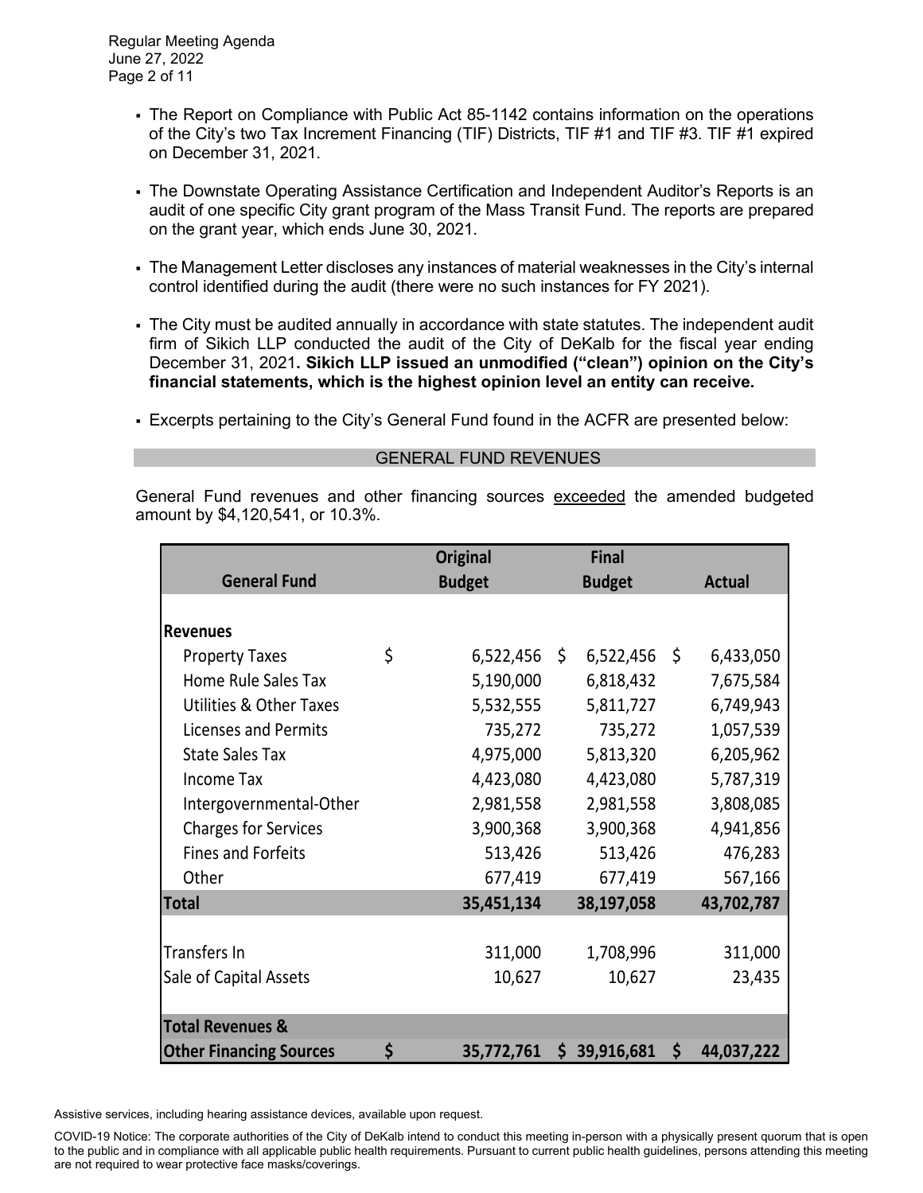- The Report on Compliance with Public Act 85-1142 contains information on the operations of the City's two Tax Increment Financing (TIF) Districts, TIF #1 and TIF #3. TIF #1 expired on December 31, 2021.

- The Downstate Operating Assistance Certification and Independent Auditor's Reports is an audit of one specific City grant program of the Mass Transit Fund. The reports are prepared on the grant year, which ends June 30, 2021.

- The Management Letter discloses any instances of material weaknesses in the City's internal control identified during the audit (there were no such instances for FY 2021).

- The City must be audited annually in accordance with state statutes. The independent audit firm of Sikich LLP conducted the audit of the City of DeKalb for the fiscal year ending December 31, 2021**. Sikich LLP issued an unmodified ("clean") opinion on the City's financial statements, which is the highest opinion level an entity can receive.**

- Excerpts pertaining to the City's General Fund found in the ACFR are presented below:

## GENERAL FUND REVENUES

General Fund revenues and other financing sources exceeded the amended budgeted amount by $4,120,541, or 10.3%.

| General Fund | Original Budget | Final Budget | Actual |
|---|---|---|---|
| **Revenues** | | | |
| Property Taxes | $ 6,522,456 | $ 6,522,456 | $ 6,433,050 |
| Home Rule Sales Tax | 5,190,000 | 6,818,432 | 7,675,584 |
| Utilities & Other Taxes | 5,532,555 | 5,811,727 | 6,749,943 |
| Licenses and Permits | 735,272 | 735,272 | 1,057,539 |
| State Sales Tax | 4,975,000 | 5,813,320 | 6,205,962 |
| Income Tax | 4,423,080 | 4,423,080 | 5,787,319 |
| Intergovernmental-Other | 2,981,558 | 2,981,558 | 3,808,085 |
| Charges for Services | 3,900,368 | 3,900,368 | 4,941,856 |
| Fines and Forfeits | 513,426 | 513,426 | 476,283 |
| Other | 677,419 | 677,419 | 567,166 |
| **Total** | **35,451,134** | **38,197,058** | **43,702,787** |
| Transfers In | 311,000 | 1,708,996 | 311,000 |
| Sale of Capital Assets | 10,627 | 10,627 | 23,435 |
| **Total Revenues & Other Financing Sources** | **$ 35,772,761** | **$ 39,916,681** | **$ 44,037,222** |

Assistive services, including hearing assistance devices, available upon request.

COVID-19 Notice: The corporate authorities of the City of DeKalb intend to conduct this meeting in-person with a physically present quorum that is open to the public and in compliance with all applicable public health requirements. Pursuant to current public health guidelines, persons attending this meeting are not required to wear protective face masks/coverings.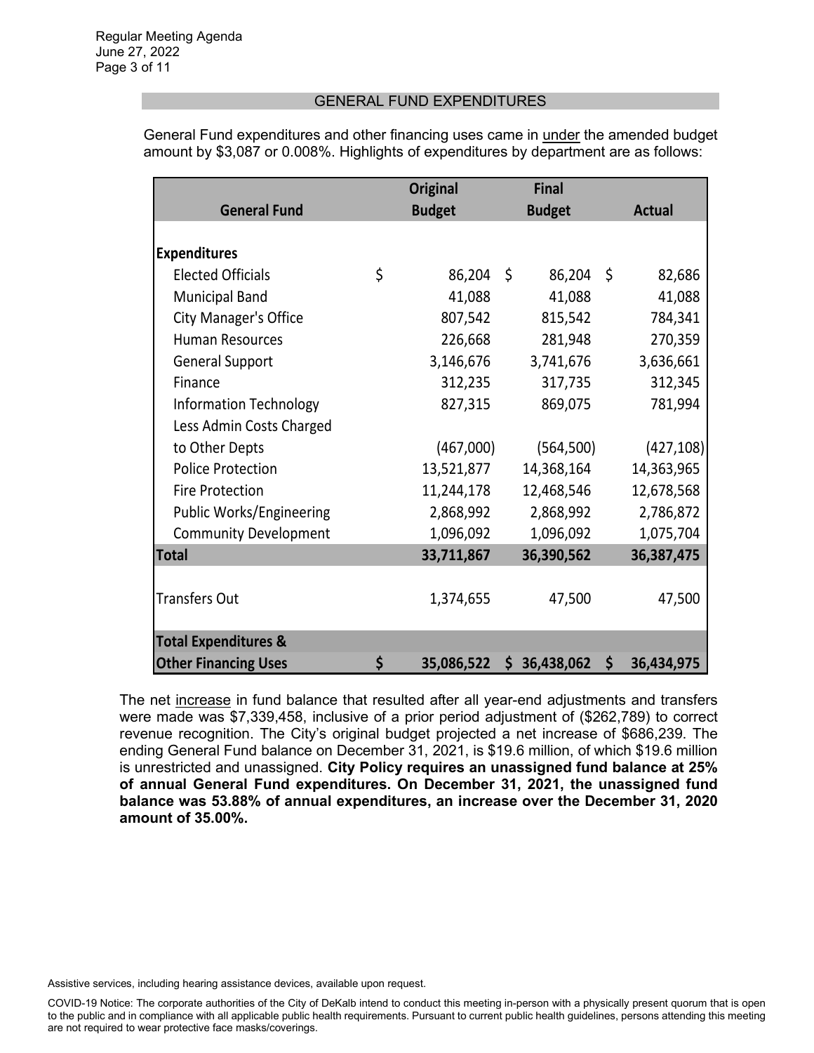## GENERAL FUND EXPENDITURES

General Fund expenditures and other financing uses came in under the amended budget amount by $3,087 or 0.008%. Highlights of expenditures by department are as follows:

| General Fund | Original Budget | Final Budget | Actual |
|---|---|---|---|
| **Expenditures** | | | |
| Elected Officials | $ 86,204 | $ 86,204 | $ 82,686 |
| Municipal Band | 41,088 | 41,088 | 41,088 |
| City Manager's Office | 807,542 | 815,542 | 784,341 |
| Human Resources | 226,668 | 281,948 | 270,359 |
| General Support | 3,146,676 | 3,741,676 | 3,636,661 |
| Finance | 312,235 | 317,735 | 312,345 |
| Information Technology | 827,315 | 869,075 | 781,994 |
| Less Admin Costs Charged to Other Depts | (467,000) | (564,500) | (427,108) |
| Police Protection | 13,521,877 | 14,368,164 | 14,363,965 |
| Fire Protection | 11,244,178 | 12,468,546 | 12,678,568 |
| Public Works/Engineering | 2,868,992 | 2,868,992 | 2,786,872 |
| Community Development | 1,096,092 | 1,096,092 | 1,075,704 |
| **Total** | **33,711,867** | **36,390,562** | **36,387,475** |
| Transfers Out | 1,374,655 | 47,500 | 47,500 |
| **Total Expenditures & Other Financing Uses** | **$ 35,086,522** | **$ 36,438,062** | **$ 36,434,975** |

The net increase in fund balance that resulted after all year-end adjustments and transfers were made was $7,339,458, inclusive of a prior period adjustment of ($262,789) to correct revenue recognition. The City's original budget projected a net increase of $686,239. The ending General Fund balance on December 31, 2021, is $19.6 million, of which $19.6 million is unrestricted and unassigned. **City Policy requires an unassigned fund balance at 25% of annual General Fund expenditures. On December 31, 2021, the unassigned fund balance was 53.88% of annual expenditures, an increase over the December 31, 2020 amount of 35.00%.**

Assistive services, including hearing assistance devices, available upon request.

COVID-19 Notice: The corporate authorities of the City of DeKalb intend to conduct this meeting in-person with a physically present quorum that is open to the public and in compliance with all applicable public health requirements. Pursuant to current public health guidelines, persons attending this meeting are not required to wear protective face masks/coverings.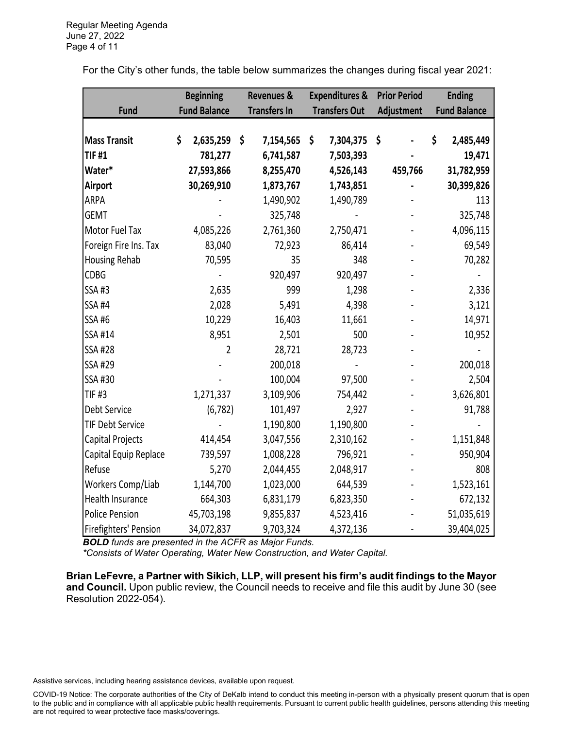For the City's other funds, the table below summarizes the changes during fiscal year 2021:

| Fund | Beginning Fund Balance | Revenues & Transfers In | Expenditures & Transfers Out | Prior Period Adjustment | Ending Fund Balance |
|---|---|---|---|---|---|
| **Mass Transit** | **$ 2,635,259** | **$ 7,154,565** | **$ 7,304,375** | **$ -** | **$ 2,485,449** |
| **TIF #1** | **781,277** | **6,741,587** | **7,503,393** | **-** | **19,471** |
| **Water*** | **27,593,866** | **8,255,470** | **4,526,143** | **459,766** | **31,782,959** |
| **Airport** | **30,269,910** | **1,873,767** | **1,743,851** | **-** | **30,399,826** |
| ARPA | - | 1,490,902 | 1,490,789 | - | 113 |
| GEMT | - | 325,748 | - | - | 325,748 |
| Motor Fuel Tax | 4,085,226 | 2,761,360 | 2,750,471 | - | 4,096,115 |
| Foreign Fire Ins. Tax | 83,040 | 72,923 | 86,414 | - | 69,549 |
| Housing Rehab | 70,595 | 35 | 348 | - | 70,282 |
| CDBG | - | 920,497 | 920,497 | - | - |
| SSA #3 | 2,635 | 999 | 1,298 | - | 2,336 |
| SSA #4 | 2,028 | 5,491 | 4,398 | - | 3,121 |
| SSA #6 | 10,229 | 16,403 | 11,661 | - | 14,971 |
| SSA #14 | 8,951 | 2,501 | 500 | - | 10,952 |
| SSA #28 | 2 | 28,721 | 28,723 | - | - |
| SSA #29 | - | 200,018 | - | - | 200,018 |
| SSA #30 | - | 100,004 | 97,500 | - | 2,504 |
| TIF #3 | 1,271,337 | 3,109,906 | 754,442 | - | 3,626,801 |
| Debt Service | (6,782) | 101,497 | 2,927 | - | 91,788 |
| TIF Debt Service | - | 1,190,800 | 1,190,800 | - | - |
| Capital Projects | 414,454 | 3,047,556 | 2,310,162 | - | 1,151,848 |
| Capital Equip Replace | 739,597 | 1,008,228 | 796,921 | - | 950,904 |
| Refuse | 5,270 | 2,044,455 | 2,048,917 | - | 808 |
| Workers Comp/Liab | 1,144,700 | 1,023,000 | 644,539 | - | 1,523,161 |
| Health Insurance | 664,303 | 6,831,179 | 6,823,350 | - | 672,132 |
| Police Pension | 45,703,198 | 9,855,837 | 4,523,416 | - | 51,035,619 |
| Firefighters' Pension | 34,072,837 | 9,703,324 | 4,372,136 | - | 39,404,025 |

***BOLD** funds are presented in the ACFR as Major Funds.*
*\*Consists of Water Operating, Water New Construction, and Water Capital.*

**Brian LeFevre, a Partner with Sikich, LLP, will present his firm's audit findings to the Mayor and Council.** Upon public review, the Council needs to receive and file this audit by June 30 (see Resolution 2022-054).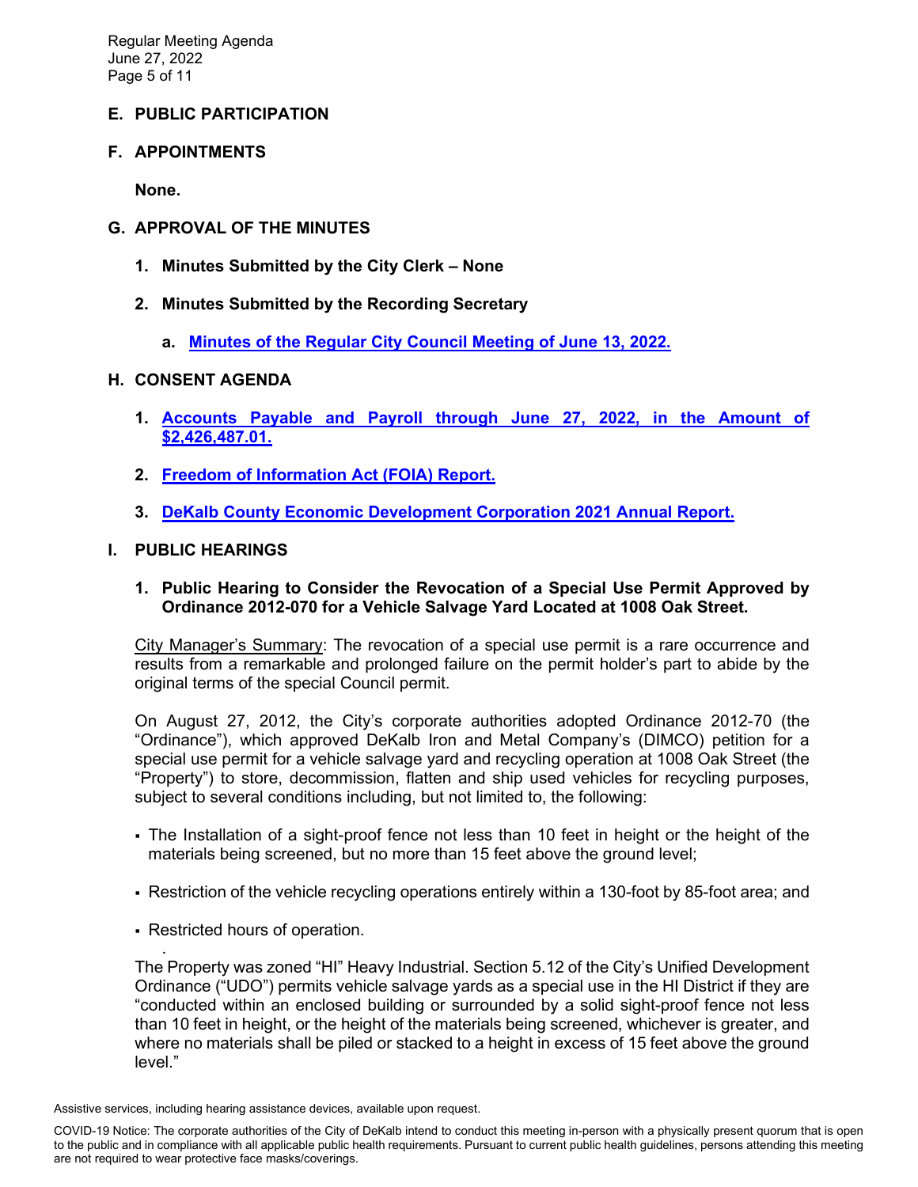## E. PUBLIC PARTICIPATION

## F. APPOINTMENTS

**None.**

## G. APPROVAL OF THE MINUTES

1. **Minutes Submitted by the City Clerk – None**

2. **Minutes Submitted by the Recording Secretary**

   a. **Minutes of the Regular City Council Meeting of June 13, 2022.**

## H. CONSENT AGENDA

1. **Accounts Payable and Payroll through June 27, 2022, in the Amount of $2,426,487.01.**

2. **Freedom of Information Act (FOIA) Report.**

3. **DeKalb County Economic Development Corporation 2021 Annual Report.**

## I. PUBLIC HEARINGS

1. **Public Hearing to Consider the Revocation of a Special Use Permit Approved by Ordinance 2012-070 for a Vehicle Salvage Yard Located at 1008 Oak Street.**

City Manager's Summary: The revocation of a special use permit is a rare occurrence and results from a remarkable and prolonged failure on the permit holder's part to abide by the original terms of the special Council permit.

On August 27, 2012, the City's corporate authorities adopted Ordinance 2012-70 (the "Ordinance"), which approved DeKalb Iron and Metal Company's (DIMCO) petition for a special use permit for a vehicle salvage yard and recycling operation at 1008 Oak Street (the "Property") to store, decommission, flatten and ship used vehicles for recycling purposes, subject to several conditions including, but not limited to, the following:

- The Installation of a sight-proof fence not less than 10 feet in height or the height of the materials being screened, but no more than 15 feet above the ground level;
- Restriction of the vehicle recycling operations entirely within a 130-foot by 85-foot area; and
- Restricted hours of operation.

The Property was zoned "HI" Heavy Industrial. Section 5.12 of the City's Unified Development Ordinance ("UDO") permits vehicle salvage yards as a special use in the HI District if they are "conducted within an enclosed building or surrounded by a solid sight-proof fence not less than 10 feet in height, or the height of the materials being screened, whichever is greater, and where no materials shall be piled or stacked to a height in excess of 15 feet above the ground level."

Assistive services, including hearing assistance devices, available upon request.

COVID-19 Notice: The corporate authorities of the City of DeKalb intend to conduct this meeting in-person with a physically present quorum that is open to the public and in compliance with all applicable public health requirements. Pursuant to current public health guidelines, persons attending this meeting are not required to wear protective face masks/coverings.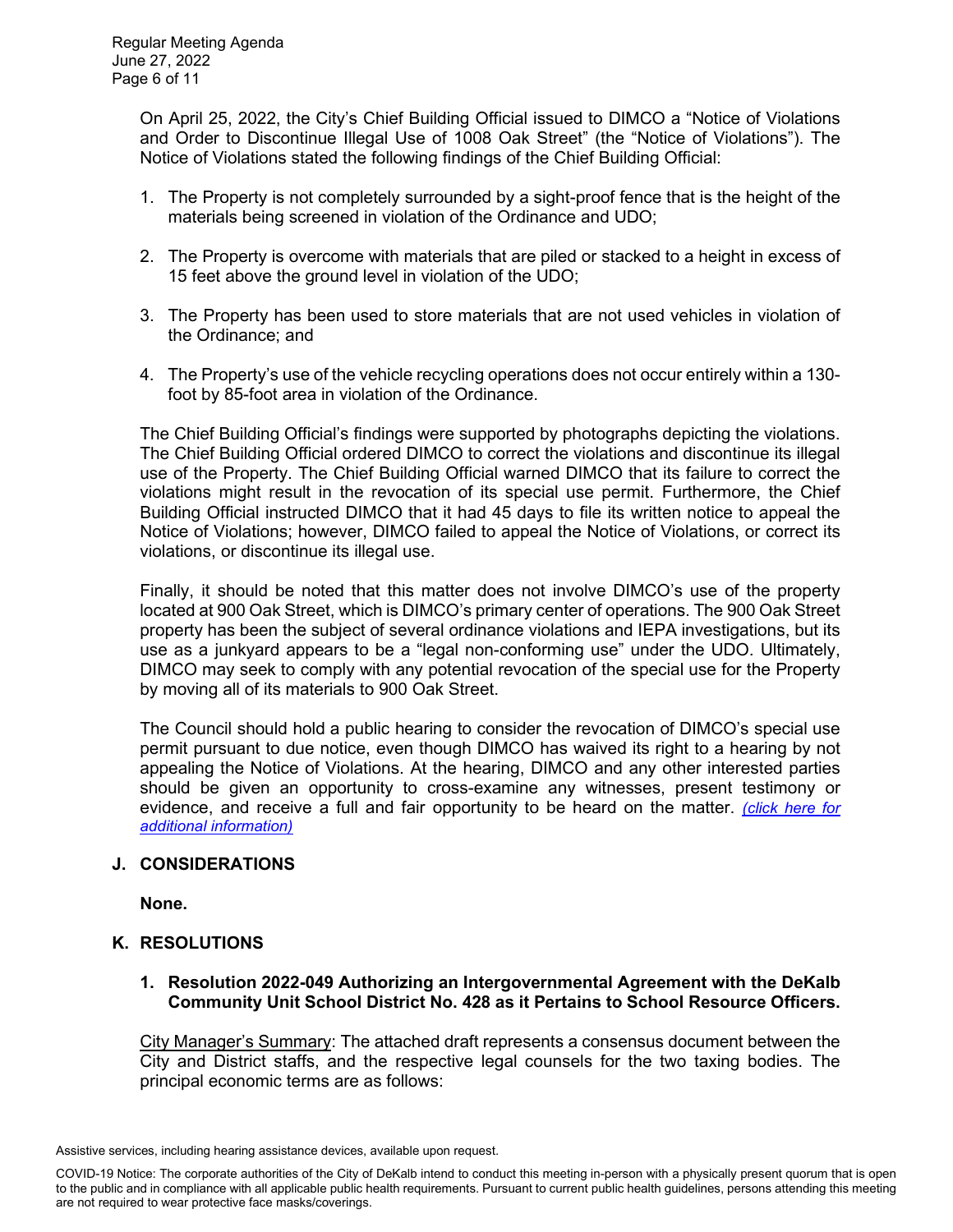On April 25, 2022, the City's Chief Building Official issued to DIMCO a "Notice of Violations and Order to Discontinue Illegal Use of 1008 Oak Street" (the "Notice of Violations"). The Notice of Violations stated the following findings of the Chief Building Official:

1. The Property is not completely surrounded by a sight-proof fence that is the height of the materials being screened in violation of the Ordinance and UDO;

2. The Property is overcome with materials that are piled or stacked to a height in excess of 15 feet above the ground level in violation of the UDO;

3. The Property has been used to store materials that are not used vehicles in violation of the Ordinance; and

4. The Property's use of the vehicle recycling operations does not occur entirely within a 130-foot by 85-foot area in violation of the Ordinance.

The Chief Building Official's findings were supported by photographs depicting the violations. The Chief Building Official ordered DIMCO to correct the violations and discontinue its illegal use of the Property. The Chief Building Official warned DIMCO that its failure to correct the violations might result in the revocation of its special use permit. Furthermore, the Chief Building Official instructed DIMCO that it had 45 days to file its written notice to appeal the Notice of Violations; however, DIMCO failed to appeal the Notice of Violations, or correct its violations, or discontinue its illegal use.

Finally, it should be noted that this matter does not involve DIMCO's use of the property located at 900 Oak Street, which is DIMCO's primary center of operations. The 900 Oak Street property has been the subject of several ordinance violations and IEPA investigations, but its use as a junkyard appears to be a "legal non-conforming use" under the UDO. Ultimately, DIMCO may seek to comply with any potential revocation of the special use for the Property by moving all of its materials to 900 Oak Street.

The Council should hold a public hearing to consider the revocation of DIMCO's special use permit pursuant to due notice, even though DIMCO has waived its right to a hearing by not appealing the Notice of Violations. At the hearing, DIMCO and any other interested parties should be given an opportunity to cross-examine any witnesses, present testimony or evidence, and receive a full and fair opportunity to be heard on the matter. *(click here for additional information)*

## J. CONSIDERATIONS

**None.**

## K. RESOLUTIONS

### 1. Resolution 2022-049 Authorizing an Intergovernmental Agreement with the DeKalb Community Unit School District No. 428 as it Pertains to School Resource Officers.

City Manager's Summary: The attached draft represents a consensus document between the City and District staffs, and the respective legal counsels for the two taxing bodies. The principal economic terms are as follows:

Assistive services, including hearing assistance devices, available upon request.

COVID-19 Notice: The corporate authorities of the City of DeKalb intend to conduct this meeting in-person with a physically present quorum that is open to the public and in compliance with all applicable public health requirements. Pursuant to current public health guidelines, persons attending this meeting are not required to wear protective face masks/coverings.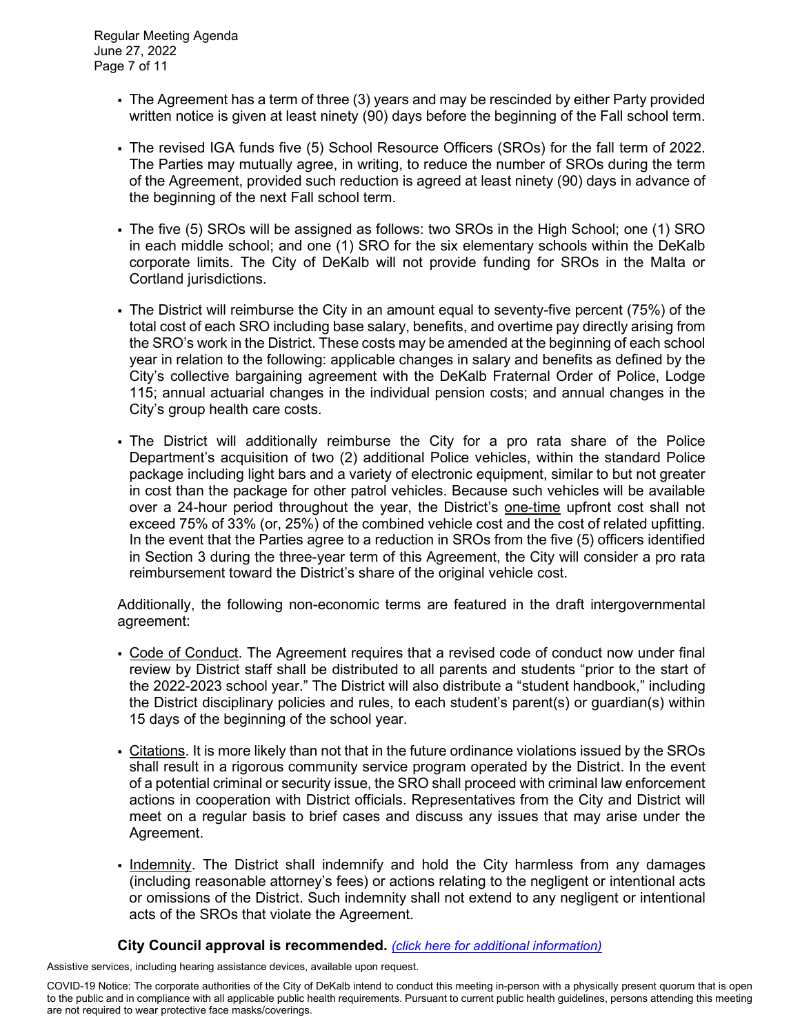- The Agreement has a term of three (3) years and may be rescinded by either Party provided written notice is given at least ninety (90) days before the beginning of the Fall school term.

- The revised IGA funds five (5) School Resource Officers (SROs) for the fall term of 2022. The Parties may mutually agree, in writing, to reduce the number of SROs during the term of the Agreement, provided such reduction is agreed at least ninety (90) days in advance of the beginning of the next Fall school term.

- The five (5) SROs will be assigned as follows: two SROs in the High School; one (1) SRO in each middle school; and one (1) SRO for the six elementary schools within the DeKalb corporate limits. The City of DeKalb will not provide funding for SROs in the Malta or Cortland jurisdictions.

- The District will reimburse the City in an amount equal to seventy-five percent (75%) of the total cost of each SRO including base salary, benefits, and overtime pay directly arising from the SRO's work in the District. These costs may be amended at the beginning of each school year in relation to the following: applicable changes in salary and benefits as defined by the City's collective bargaining agreement with the DeKalb Fraternal Order of Police, Lodge 115; annual actuarial changes in the individual pension costs; and annual changes in the City's group health care costs.

- The District will additionally reimburse the City for a pro rata share of the Police Department's acquisition of two (2) additional Police vehicles, within the standard Police package including light bars and a variety of electronic equipment, similar to but not greater in cost than the package for other patrol vehicles. Because such vehicles will be available over a 24-hour period throughout the year, the District's one-time upfront cost shall not exceed 75% of 33% (or, 25%) of the combined vehicle cost and the cost of related upfitting. In the event that the Parties agree to a reduction in SROs from the five (5) officers identified in Section 3 during the three-year term of this Agreement, the City will consider a pro rata reimbursement toward the District's share of the original vehicle cost.

Additionally, the following non-economic terms are featured in the draft intergovernmental agreement:

- Code of Conduct. The Agreement requires that a revised code of conduct now under final review by District staff shall be distributed to all parents and students "prior to the start of the 2022-2023 school year." The District will also distribute a "student handbook," including the District disciplinary policies and rules, to each student's parent(s) or guardian(s) within 15 days of the beginning of the school year.

- Citations. It is more likely than not that in the future ordinance violations issued by the SROs shall result in a rigorous community service program operated by the District. In the event of a potential criminal or security issue, the SRO shall proceed with criminal law enforcement actions in cooperation with District officials. Representatives from the City and District will meet on a regular basis to brief cases and discuss any issues that may arise under the Agreement.

- Indemnity. The District shall indemnify and hold the City harmless from any damages (including reasonable attorney's fees) or actions relating to the negligent or intentional acts or omissions of the District. Such indemnity shall not extend to any negligent or intentional acts of the SROs that violate the Agreement.

**City Council approval is recommended.** *(click here for additional information)*

Assistive services, including hearing assistance devices, available upon request.

COVID-19 Notice: The corporate authorities of the City of DeKalb intend to conduct this meeting in-person with a physically present quorum that is open to the public and in compliance with all applicable public health requirements. Pursuant to current public health guidelines, persons attending this meeting are not required to wear protective face masks/coverings.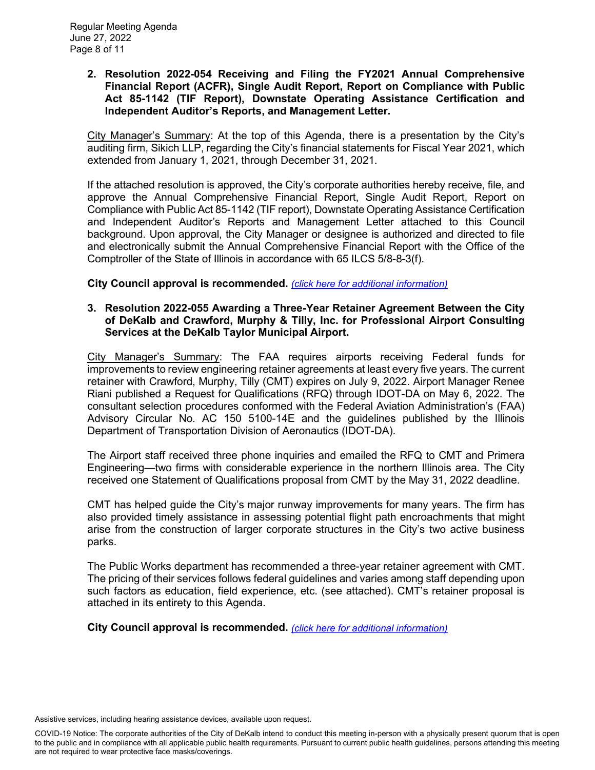**2. Resolution 2022-054 Receiving and Filing the FY2021 Annual Comprehensive Financial Report (ACFR), Single Audit Report, Report on Compliance with Public Act 85-1142 (TIF Report), Downstate Operating Assistance Certification and Independent Auditor's Reports, and Management Letter.**

City Manager's Summary: At the top of this Agenda, there is a presentation by the City's auditing firm, Sikich LLP, regarding the City's financial statements for Fiscal Year 2021, which extended from January 1, 2021, through December 31, 2021.

If the attached resolution is approved, the City's corporate authorities hereby receive, file, and approve the Annual Comprehensive Financial Report, Single Audit Report, Report on Compliance with Public Act 85-1142 (TIF report), Downstate Operating Assistance Certification and Independent Auditor's Reports and Management Letter attached to this Council background. Upon approval, the City Manager or designee is authorized and directed to file and electronically submit the Annual Comprehensive Financial Report with the Office of the Comptroller of the State of Illinois in accordance with 65 ILCS 5/8-8-3(f).

**City Council approval is recommended.** *(click here for additional information)*

**3. Resolution 2022-055 Awarding a Three-Year Retainer Agreement Between the City of DeKalb and Crawford, Murphy & Tilly, Inc. for Professional Airport Consulting Services at the DeKalb Taylor Municipal Airport.**

City Manager's Summary: The FAA requires airports receiving Federal funds for improvements to review engineering retainer agreements at least every five years. The current retainer with Crawford, Murphy, Tilly (CMT) expires on July 9, 2022. Airport Manager Renee Riani published a Request for Qualifications (RFQ) through IDOT-DA on May 6, 2022. The consultant selection procedures conformed with the Federal Aviation Administration's (FAA) Advisory Circular No. AC 150 5100-14E and the guidelines published by the Illinois Department of Transportation Division of Aeronautics (IDOT-DA).

The Airport staff received three phone inquiries and emailed the RFQ to CMT and Primera Engineering—two firms with considerable experience in the northern Illinois area. The City received one Statement of Qualifications proposal from CMT by the May 31, 2022 deadline.

CMT has helped guide the City's major runway improvements for many years. The firm has also provided timely assistance in assessing potential flight path encroachments that might arise from the construction of larger corporate structures in the City's two active business parks.

The Public Works department has recommended a three-year retainer agreement with CMT. The pricing of their services follows federal guidelines and varies among staff depending upon such factors as education, field experience, etc. (see attached). CMT's retainer proposal is attached in its entirety to this Agenda.

**City Council approval is recommended.** *(click here for additional information)*

Assistive services, including hearing assistance devices, available upon request.

COVID-19 Notice: The corporate authorities of the City of DeKalb intend to conduct this meeting in-person with a physically present quorum that is open to the public and in compliance with all applicable public health requirements. Pursuant to current public health guidelines, persons attending this meeting are not required to wear protective face masks/coverings.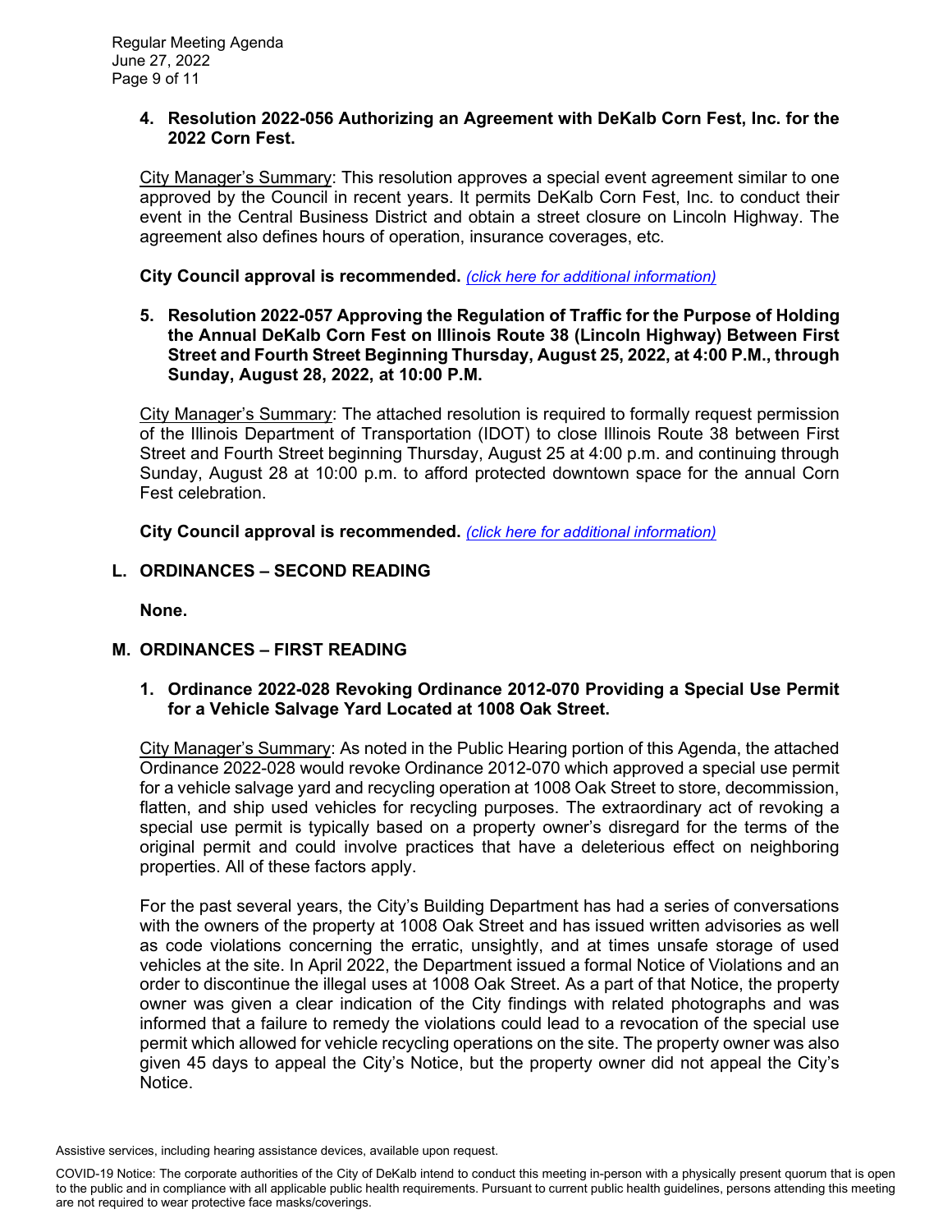**4. Resolution 2022-056 Authorizing an Agreement with DeKalb Corn Fest, Inc. for the 2022 Corn Fest.**

City Manager's Summary: This resolution approves a special event agreement similar to one approved by the Council in recent years. It permits DeKalb Corn Fest, Inc. to conduct their event in the Central Business District and obtain a street closure on Lincoln Highway. The agreement also defines hours of operation, insurance coverages, etc.

**City Council approval is recommended.** *(click here for additional information)*

**5. Resolution 2022-057 Approving the Regulation of Traffic for the Purpose of Holding the Annual DeKalb Corn Fest on Illinois Route 38 (Lincoln Highway) Between First Street and Fourth Street Beginning Thursday, August 25, 2022, at 4:00 P.M., through Sunday, August 28, 2022, at 10:00 P.M.**

City Manager's Summary: The attached resolution is required to formally request permission of the Illinois Department of Transportation (IDOT) to close Illinois Route 38 between First Street and Fourth Street beginning Thursday, August 25 at 4:00 p.m. and continuing through Sunday, August 28 at 10:00 p.m. to afford protected downtown space for the annual Corn Fest celebration.

**City Council approval is recommended.** *(click here for additional information)*

## L. ORDINANCES – SECOND READING

**None.**

## M. ORDINANCES – FIRST READING

**1. Ordinance 2022-028 Revoking Ordinance 2012-070 Providing a Special Use Permit for a Vehicle Salvage Yard Located at 1008 Oak Street.**

City Manager's Summary: As noted in the Public Hearing portion of this Agenda, the attached Ordinance 2022-028 would revoke Ordinance 2012-070 which approved a special use permit for a vehicle salvage yard and recycling operation at 1008 Oak Street to store, decommission, flatten, and ship used vehicles for recycling purposes. The extraordinary act of revoking a special use permit is typically based on a property owner's disregard for the terms of the original permit and could involve practices that have a deleterious effect on neighboring properties. All of these factors apply.

For the past several years, the City's Building Department has had a series of conversations with the owners of the property at 1008 Oak Street and has issued written advisories as well as code violations concerning the erratic, unsightly, and at times unsafe storage of used vehicles at the site. In April 2022, the Department issued a formal Notice of Violations and an order to discontinue the illegal uses at 1008 Oak Street. As a part of that Notice, the property owner was given a clear indication of the City findings with related photographs and was informed that a failure to remedy the violations could lead to a revocation of the special use permit which allowed for vehicle recycling operations on the site. The property owner was also given 45 days to appeal the City's Notice, but the property owner did not appeal the City's Notice.

Assistive services, including hearing assistance devices, available upon request.

COVID-19 Notice: The corporate authorities of the City of DeKalb intend to conduct this meeting in-person with a physically present quorum that is open to the public and in compliance with all applicable public health requirements. Pursuant to current public health guidelines, persons attending this meeting are not required to wear protective face masks/coverings.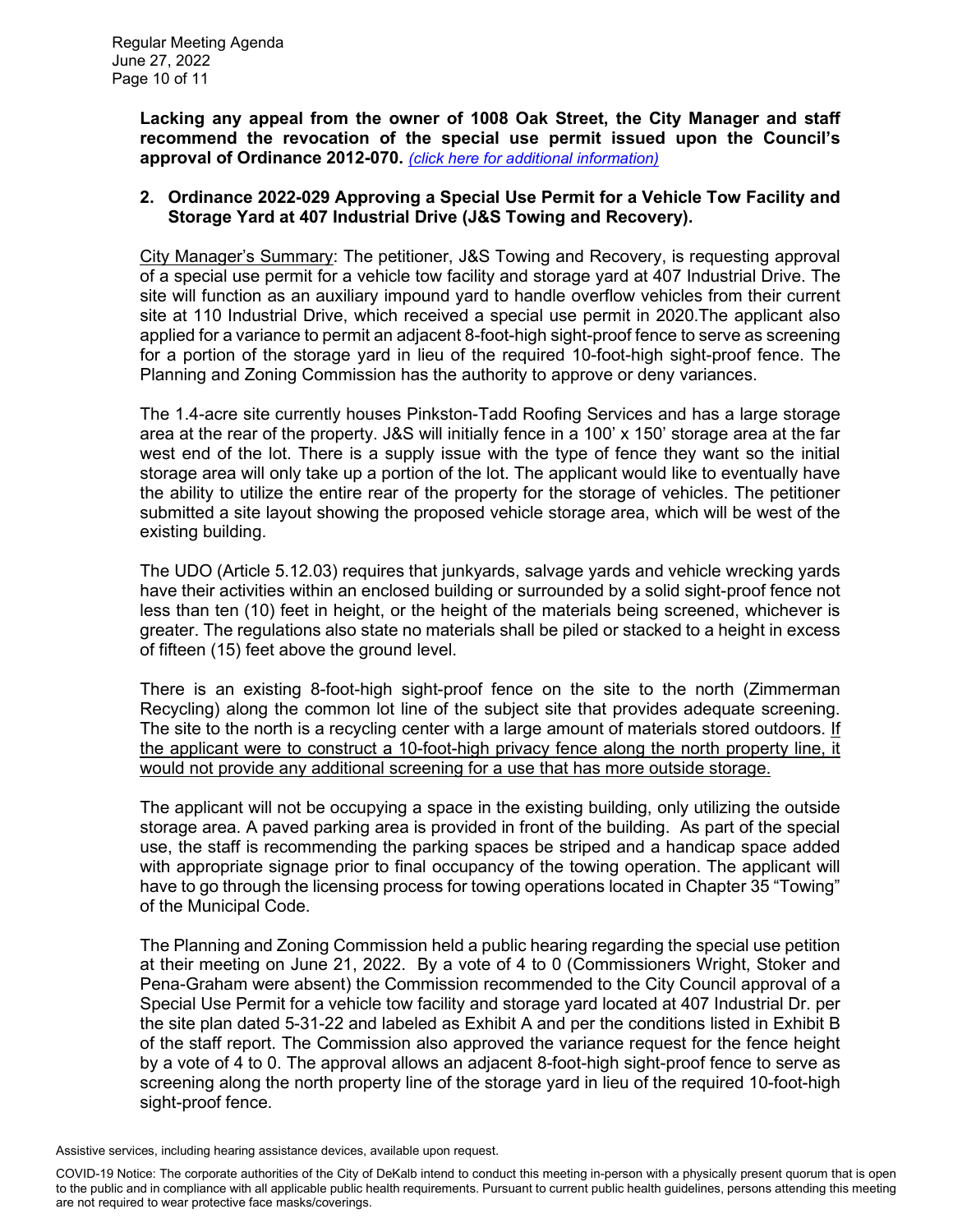**Lacking any appeal from the owner of 1008 Oak Street, the City Manager and staff recommend the revocation of the special use permit issued upon the Council's approval of Ordinance 2012-070.** *(click here for additional information)*

**2. Ordinance 2022-029 Approving a Special Use Permit for a Vehicle Tow Facility and Storage Yard at 407 Industrial Drive (J&S Towing and Recovery).**

City Manager's Summary: The petitioner, J&S Towing and Recovery, is requesting approval of a special use permit for a vehicle tow facility and storage yard at 407 Industrial Drive. The site will function as an auxiliary impound yard to handle overflow vehicles from their current site at 110 Industrial Drive, which received a special use permit in 2020.The applicant also applied for a variance to permit an adjacent 8-foot-high sight-proof fence to serve as screening for a portion of the storage yard in lieu of the required 10-foot-high sight-proof fence. The Planning and Zoning Commission has the authority to approve or deny variances.

The 1.4-acre site currently houses Pinkston-Tadd Roofing Services and has a large storage area at the rear of the property. J&S will initially fence in a 100' x 150' storage area at the far west end of the lot. There is a supply issue with the type of fence they want so the initial storage area will only take up a portion of the lot. The applicant would like to eventually have the ability to utilize the entire rear of the property for the storage of vehicles. The petitioner submitted a site layout showing the proposed vehicle storage area, which will be west of the existing building.

The UDO (Article 5.12.03) requires that junkyards, salvage yards and vehicle wrecking yards have their activities within an enclosed building or surrounded by a solid sight-proof fence not less than ten (10) feet in height, or the height of the materials being screened, whichever is greater. The regulations also state no materials shall be piled or stacked to a height in excess of fifteen (15) feet above the ground level.

There is an existing 8-foot-high sight-proof fence on the site to the north (Zimmerman Recycling) along the common lot line of the subject site that provides adequate screening. The site to the north is a recycling center with a large amount of materials stored outdoors. <u>If the applicant were to construct a 10-foot-high privacy fence along the north property line, it would not provide any additional screening for a use that has more outside storage.</u>

The applicant will not be occupying a space in the existing building, only utilizing the outside storage area. A paved parking area is provided in front of the building. As part of the special use, the staff is recommending the parking spaces be striped and a handicap space added with appropriate signage prior to final occupancy of the towing operation. The applicant will have to go through the licensing process for towing operations located in Chapter 35 "Towing" of the Municipal Code.

The Planning and Zoning Commission held a public hearing regarding the special use petition at their meeting on June 21, 2022. By a vote of 4 to 0 (Commissioners Wright, Stoker and Pena-Graham were absent) the Commission recommended to the City Council approval of a Special Use Permit for a vehicle tow facility and storage yard located at 407 Industrial Dr. per the site plan dated 5-31-22 and labeled as Exhibit A and per the conditions listed in Exhibit B of the staff report. The Commission also approved the variance request for the fence height by a vote of 4 to 0. The approval allows an adjacent 8-foot-high sight-proof fence to serve as screening along the north property line of the storage yard in lieu of the required 10-foot-high sight-proof fence.

Assistive services, including hearing assistance devices, available upon request.

COVID-19 Notice: The corporate authorities of the City of DeKalb intend to conduct this meeting in-person with a physically present quorum that is open to the public and in compliance with all applicable public health requirements. Pursuant to current public health guidelines, persons attending this meeting are not required to wear protective face masks/coverings.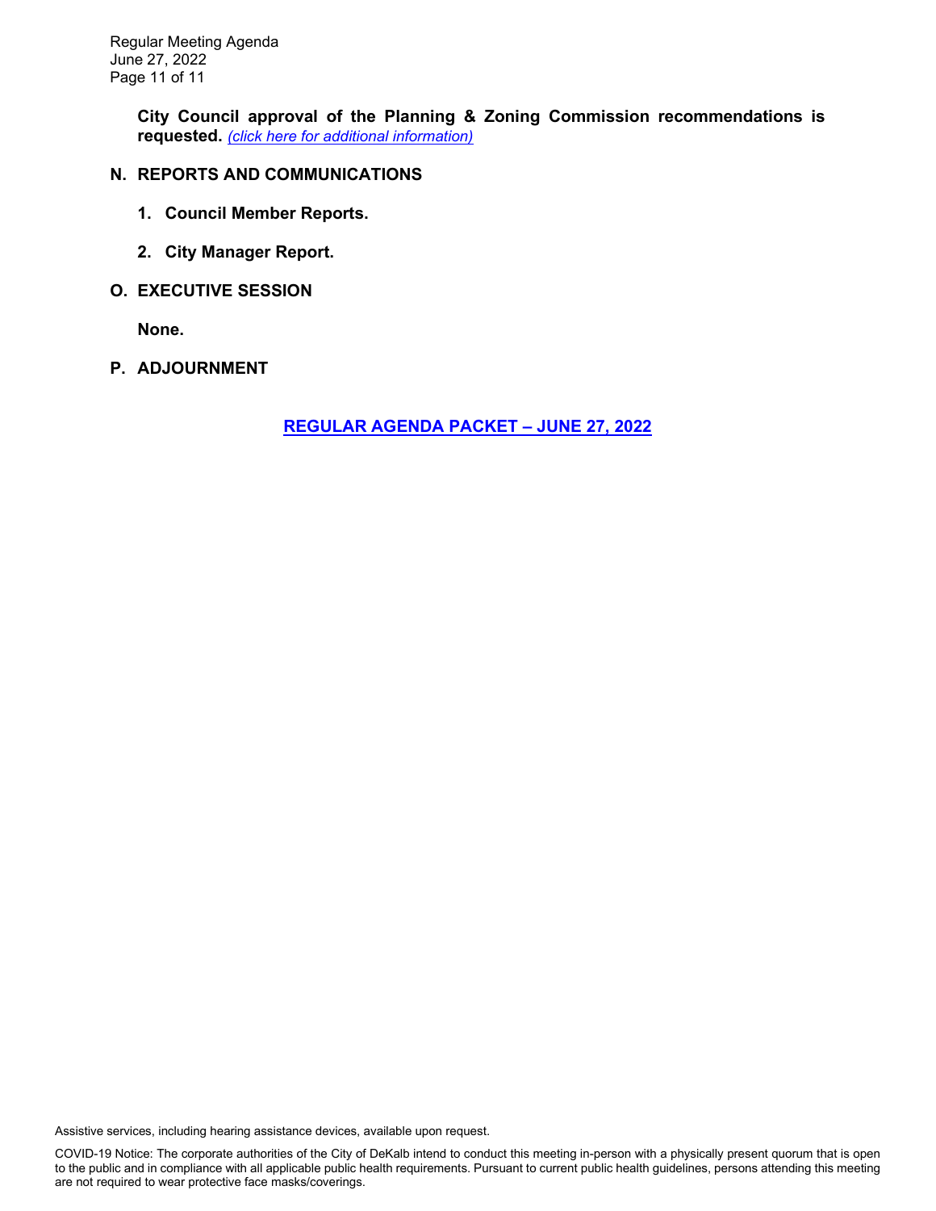**City Council approval of the Planning & Zoning Commission recommendations is requested.** *(click here for additional information)*

## N. REPORTS AND COMMUNICATIONS

**1. Council Member Reports.**

**2. City Manager Report.**

## O. EXECUTIVE SESSION

**None.**

## P. ADJOURNMENT

**REGULAR AGENDA PACKET – JUNE 27, 2022**

Assistive services, including hearing assistance devices, available upon request.

COVID-19 Notice: The corporate authorities of the City of DeKalb intend to conduct this meeting in-person with a physically present quorum that is open to the public and in compliance with all applicable public health requirements. Pursuant to current public health guidelines, persons attending this meeting are not required to wear protective face masks/coverings.